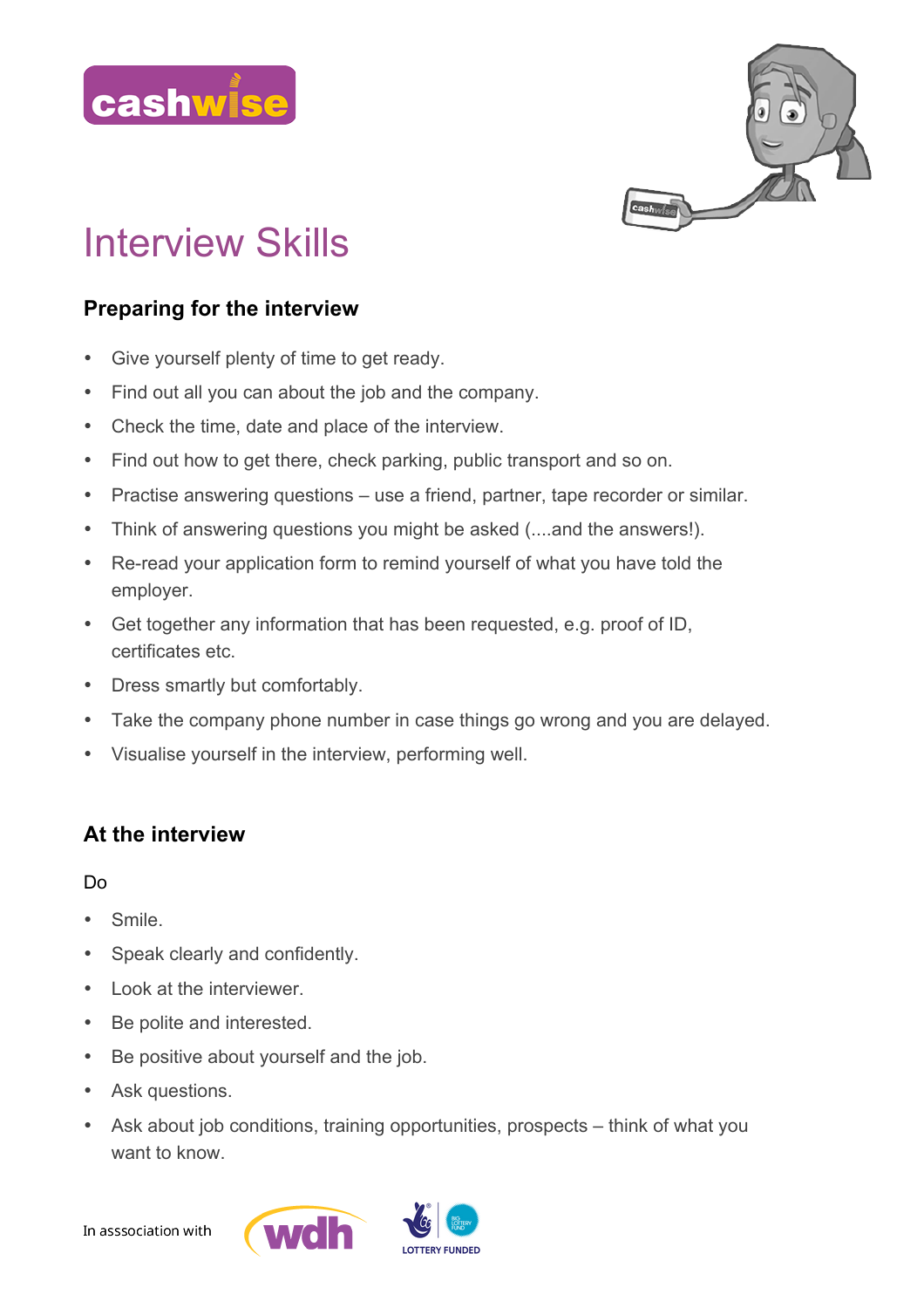cashwise

# Interview Skills

## Preparing for the interview

- Give yourself plenty of time to get ready.
- Find out all you can about the job and the company.
- Check the time, date and place of the interview.
- Find out how to get there, check parking, public transport and so on.
- Practise answering questions – use a friend, partner, tape recorder or similar.
- Think of answering questions you might be asked (....and the answers!).
- Re-read your application form to remind yourself of what you have told the employer.
- Get together any information that has been requested, e.g. proof of ID, certificates etc.
- Dress smartly but comfortably.
- Take the company phone number in case things go wrong and you are delayed.
- Visualise yourself in the interview, performing well.

## At the interview

Do

- Smile.
- Speak clearly and confidently.
- Look at the interviewer.
- Be polite and interested.
- Be positive about yourself and the job.
- Ask questions.
- Ask about job conditions, training opportunities, prospects – think of what you want to know.

In asssociation with wdh LOTTERY FUNDED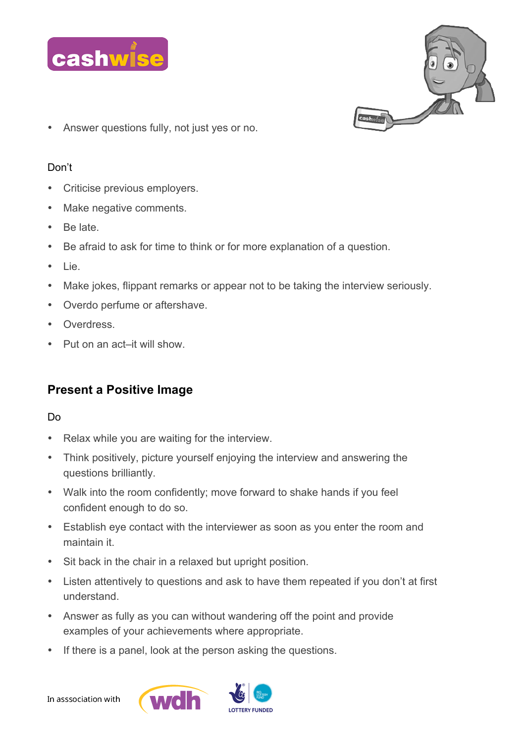- Answer questions fully, not just yes or no.

Don't

- Criticise previous employers.
- Make negative comments.
- Be late.
- Be afraid to ask for time to think or for more explanation of a question.
- Lie.
- Make jokes, flippant remarks or appear not to be taking the interview seriously.
- Overdo perfume or aftershave.
- Overdress.
- Put on an act–it will show.

## Present a Positive Image

Do

- Relax while you are waiting for the interview.
- Think positively, picture yourself enjoying the interview and answering the questions brilliantly.
- Walk into the room confidently; move forward to shake hands if you feel confident enough to do so.
- Establish eye contact with the interviewer as soon as you enter the room and maintain it.
- Sit back in the chair in a relaxed but upright position.
- Listen attentively to questions and ask to have them repeated if you don't at first understand.
- Answer as fully as you can without wandering off the point and provide examples of your achievements where appropriate.
- If there is a panel, look at the person asking the questions.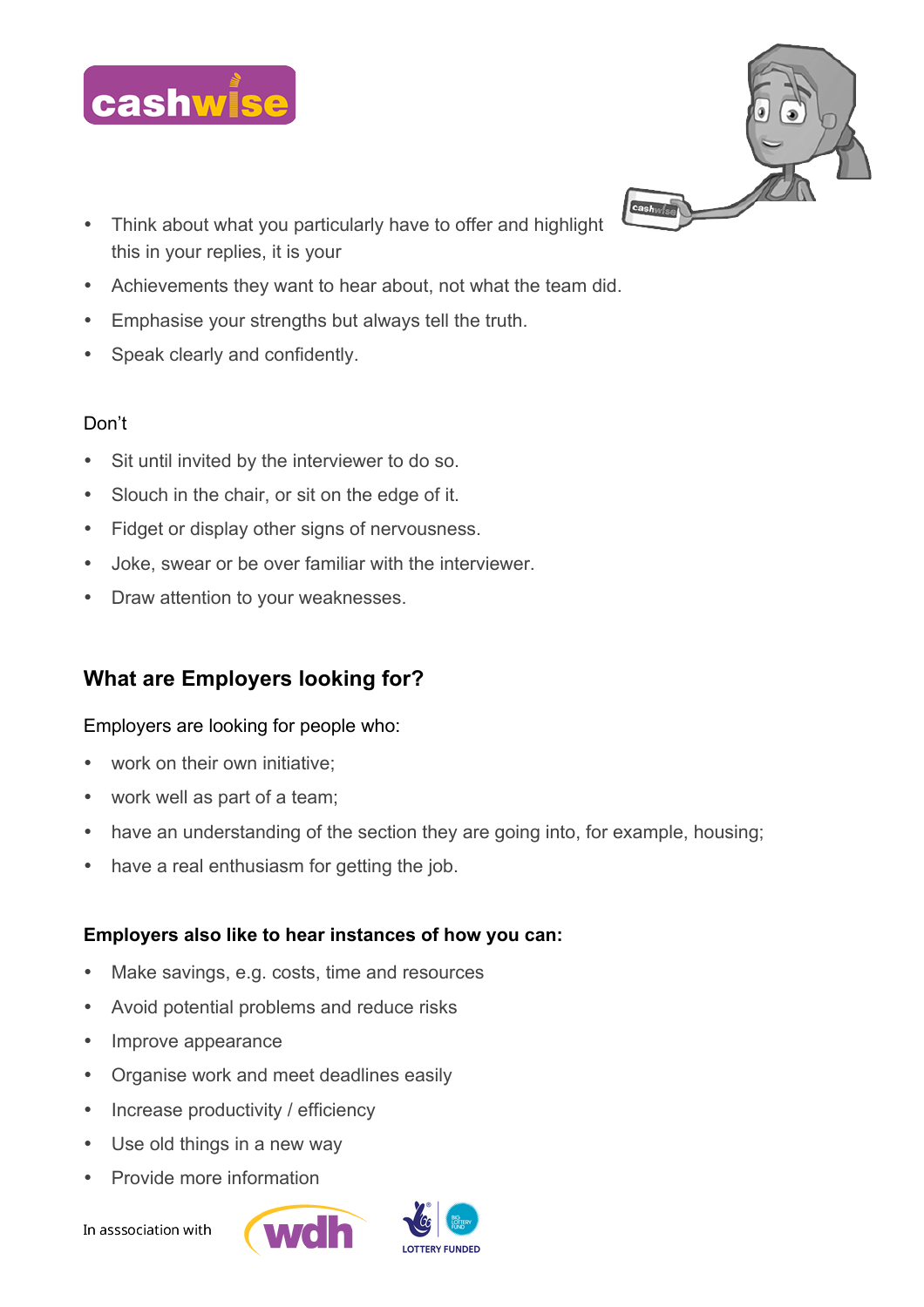- Think about what you particularly have to offer and highlight this in your replies, it is your
- Achievements they want to hear about, not what the team did.
- Emphasise your strengths but always tell the truth.
- Speak clearly and confidently.

Don't

- Sit until invited by the interviewer to do so.
- Slouch in the chair, or sit on the edge of it.
- Fidget or display other signs of nervousness.
- Joke, swear or be over familiar with the interviewer.
- Draw attention to your weaknesses.

## What are Employers looking for?

Employers are looking for people who:

- work on their own initiative;
- work well as part of a team;
- have an understanding of the section they are going into, for example, housing;
- have a real enthusiasm for getting the job.

**Employers also like to hear instances of how you can:**

- Make savings, e.g. costs, time and resources
- Avoid potential problems and reduce risks
- Improve appearance
- Organise work and meet deadlines easily
- Increase productivity / efficiency
- Use old things in a new way
- Provide more information

In asssociation with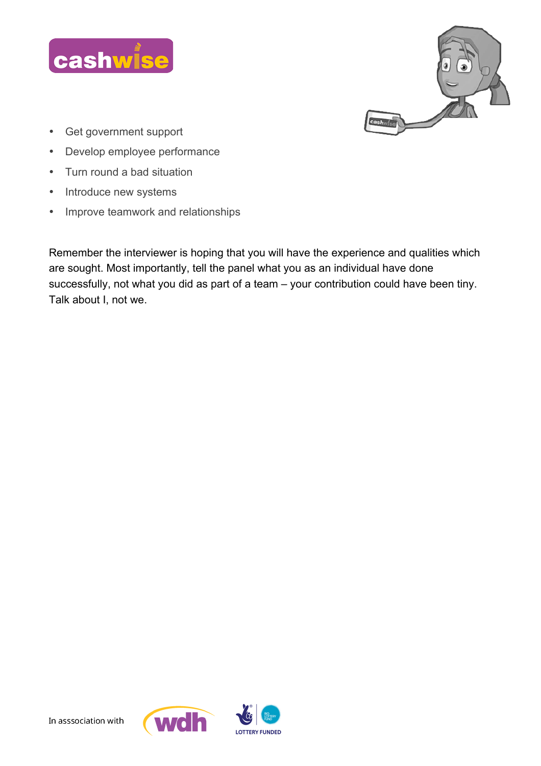- Get government support
- Develop employee performance
- Turn round a bad situation
- Introduce new systems
- Improve teamwork and relationships

Remember the interviewer is hoping that you will have the experience and qualities which are sought. Most importantly, tell the panel what you as an individual have done successfully, not what you did as part of a team – your contribution could have been tiny. Talk about I, not we.

In asssociation with